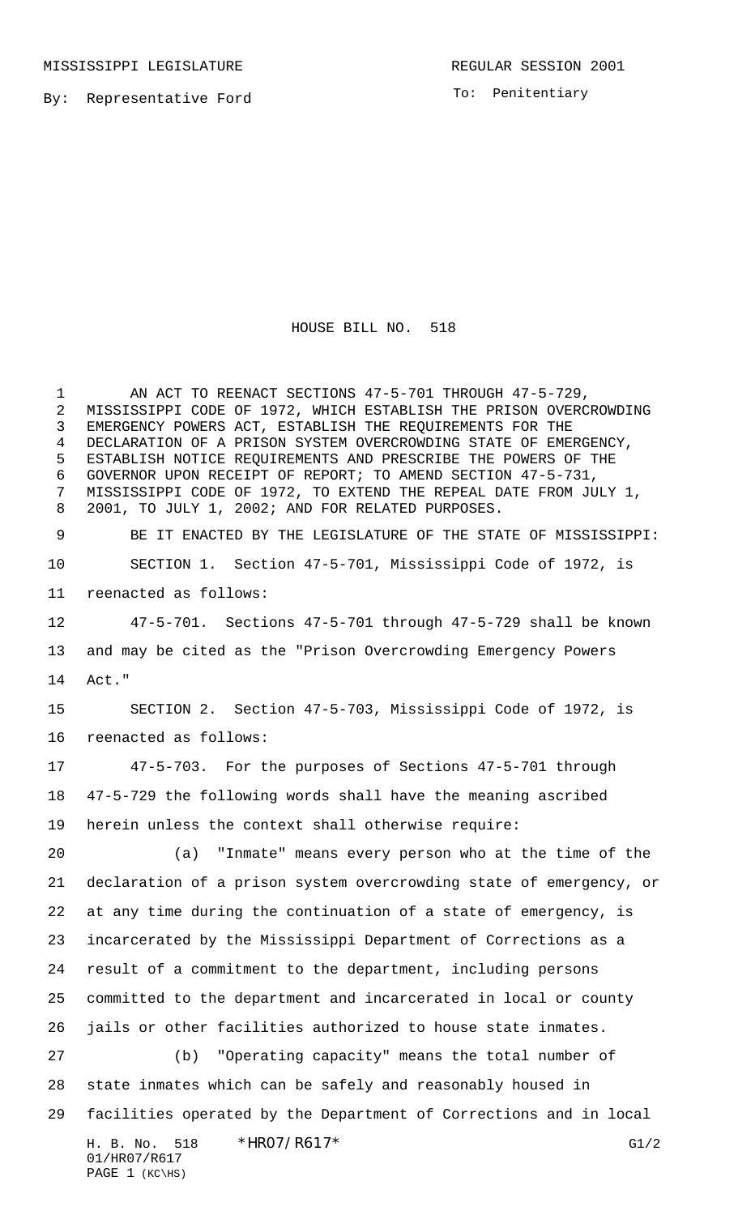MISSISSIPPI LEGISLATURE

REGULAR SESSION 2001

By: Representative Ford

To: Penitentiary

# HOUSE BILL NO. 518

AN ACT TO REENACT SECTIONS 47-5-701 THROUGH 47-5-729, MISSISSIPPI CODE OF 1972, WHICH ESTABLISH THE PRISON OVERCROWDING EMERGENCY POWERS ACT, ESTABLISH THE REQUIREMENTS FOR THE DECLARATION OF A PRISON SYSTEM OVERCROWDING STATE OF EMERGENCY, ESTABLISH NOTICE REQUIREMENTS AND PRESCRIBE THE POWERS OF THE GOVERNOR UPON RECEIPT OF REPORT; TO AMEND SECTION 47-5-731, MISSISSIPPI CODE OF 1972, TO EXTEND THE REPEAL DATE FROM JULY 1, 2001, TO JULY 1, 2002; AND FOR RELATED PURPOSES.

BE IT ENACTED BY THE LEGISLATURE OF THE STATE OF MISSISSIPPI:

SECTION 1. Section 47-5-701, Mississippi Code of 1972, is reenacted as follows:

47-5-701. Sections 47-5-701 through 47-5-729 shall be known and may be cited as the "Prison Overcrowding Emergency Powers Act."

SECTION 2. Section 47-5-703, Mississippi Code of 1972, is reenacted as follows:

47-5-703. For the purposes of Sections 47-5-701 through 47-5-729 the following words shall have the meaning ascribed herein unless the context shall otherwise require:

(a) "Inmate" means every person who at the time of the declaration of a prison system overcrowding state of emergency, or at any time during the continuation of a state of emergency, is incarcerated by the Mississippi Department of Corrections as a result of a commitment to the department, including persons committed to the department and incarcerated in local or county jails or other facilities authorized to house state inmates.

(b) "Operating capacity" means the total number of state inmates which can be safely and reasonably housed in facilities operated by the Department of Corrections and in local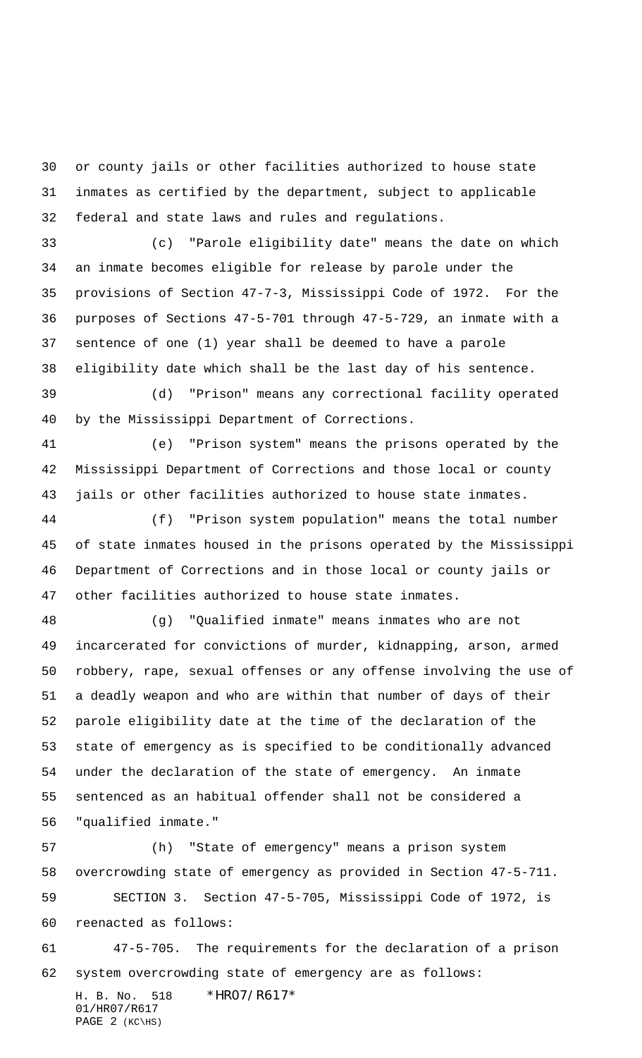or county jails or other facilities authorized to house state inmates as certified by the department, subject to applicable federal and state laws and rules and regulations.

(c) "Parole eligibility date" means the date on which an inmate becomes eligible for release by parole under the provisions of Section 47-7-3, Mississippi Code of 1972. For the purposes of Sections 47-5-701 through 47-5-729, an inmate with a sentence of one (1) year shall be deemed to have a parole eligibility date which shall be the last day of his sentence.

(d) "Prison" means any correctional facility operated by the Mississippi Department of Corrections.

(e) "Prison system" means the prisons operated by the Mississippi Department of Corrections and those local or county jails or other facilities authorized to house state inmates.

(f) "Prison system population" means the total number of state inmates housed in the prisons operated by the Mississippi Department of Corrections and in those local or county jails or other facilities authorized to house state inmates.

(g) "Qualified inmate" means inmates who are not incarcerated for convictions of murder, kidnapping, arson, armed robbery, rape, sexual offenses or any offense involving the use of a deadly weapon and who are within that number of days of their parole eligibility date at the time of the declaration of the state of emergency as is specified to be conditionally advanced under the declaration of the state of emergency. An inmate sentenced as an habitual offender shall not be considered a "qualified inmate."

(h) "State of emergency" means a prison system overcrowding state of emergency as provided in Section 47-5-711.

SECTION 3. Section 47-5-705, Mississippi Code of 1972, is reenacted as follows:

47-5-705. The requirements for the declaration of a prison system overcrowding state of emergency are as follows: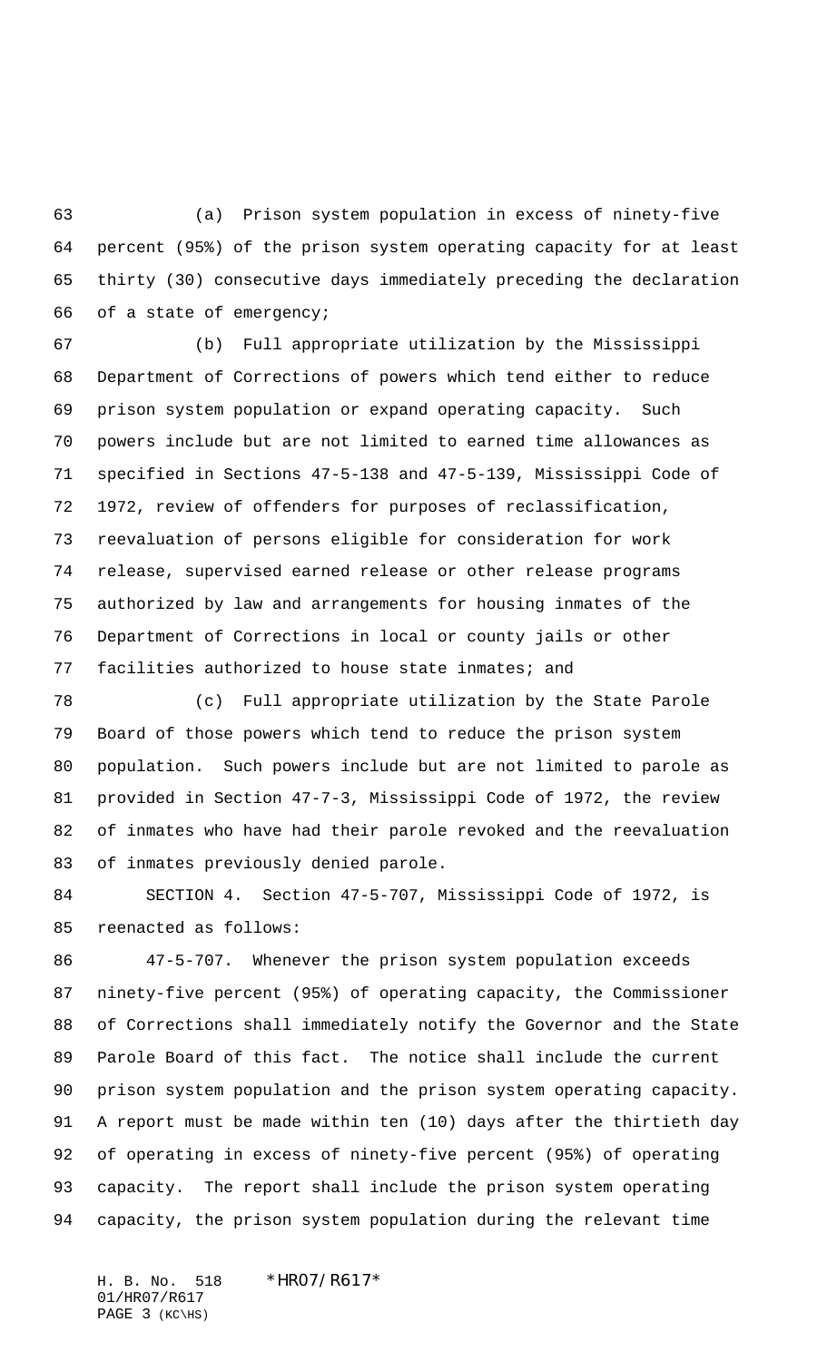(a) Prison system population in excess of ninety-five percent (95%) of the prison system operating capacity for at least thirty (30) consecutive days immediately preceding the declaration of a state of emergency;

(b) Full appropriate utilization by the Mississippi Department of Corrections of powers which tend either to reduce prison system population or expand operating capacity. Such powers include but are not limited to earned time allowances as specified in Sections 47-5-138 and 47-5-139, Mississippi Code of 1972, review of offenders for purposes of reclassification, reevaluation of persons eligible for consideration for work release, supervised earned release or other release programs authorized by law and arrangements for housing inmates of the Department of Corrections in local or county jails or other facilities authorized to house state inmates; and

(c) Full appropriate utilization by the State Parole Board of those powers which tend to reduce the prison system population. Such powers include but are not limited to parole as provided in Section 47-7-3, Mississippi Code of 1972, the review of inmates who have had their parole revoked and the reevaluation of inmates previously denied parole.

SECTION 4. Section 47-5-707, Mississippi Code of 1972, is reenacted as follows:

47-5-707. Whenever the prison system population exceeds ninety-five percent (95%) of operating capacity, the Commissioner of Corrections shall immediately notify the Governor and the State Parole Board of this fact. The notice shall include the current prison system population and the prison system operating capacity. A report must be made within ten (10) days after the thirtieth day of operating in excess of ninety-five percent (95%) of operating capacity. The report shall include the prison system operating capacity, the prison system population during the relevant time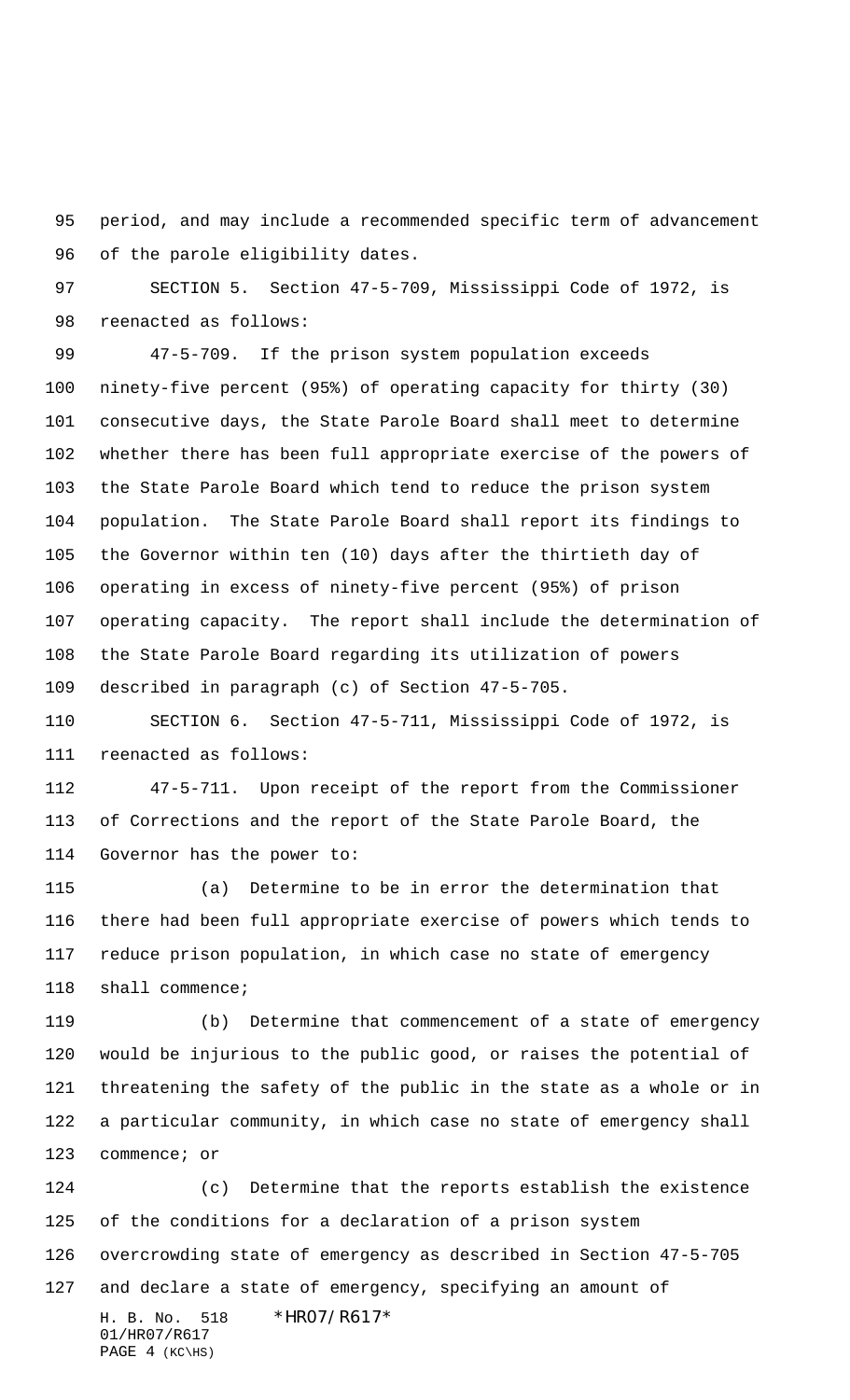period, and may include a recommended specific term of advancement of the parole eligibility dates.

SECTION 5. Section 47-5-709, Mississippi Code of 1972, is reenacted as follows:

47-5-709. If the prison system population exceeds ninety-five percent (95%) of operating capacity for thirty (30) consecutive days, the State Parole Board shall meet to determine whether there has been full appropriate exercise of the powers of the State Parole Board which tend to reduce the prison system population. The State Parole Board shall report its findings to the Governor within ten (10) days after the thirtieth day of operating in excess of ninety-five percent (95%) of prison operating capacity. The report shall include the determination of the State Parole Board regarding its utilization of powers described in paragraph (c) of Section 47-5-705.

SECTION 6. Section 47-5-711, Mississippi Code of 1972, is reenacted as follows:

47-5-711. Upon receipt of the report from the Commissioner of Corrections and the report of the State Parole Board, the Governor has the power to:

(a) Determine to be in error the determination that there had been full appropriate exercise of powers which tends to reduce prison population, in which case no state of emergency shall commence;

(b) Determine that commencement of a state of emergency would be injurious to the public good, or raises the potential of threatening the safety of the public in the state as a whole or in a particular community, in which case no state of emergency shall commence; or

(c) Determine that the reports establish the existence of the conditions for a declaration of a prison system overcrowding state of emergency as described in Section 47-5-705 and declare a state of emergency, specifying an amount of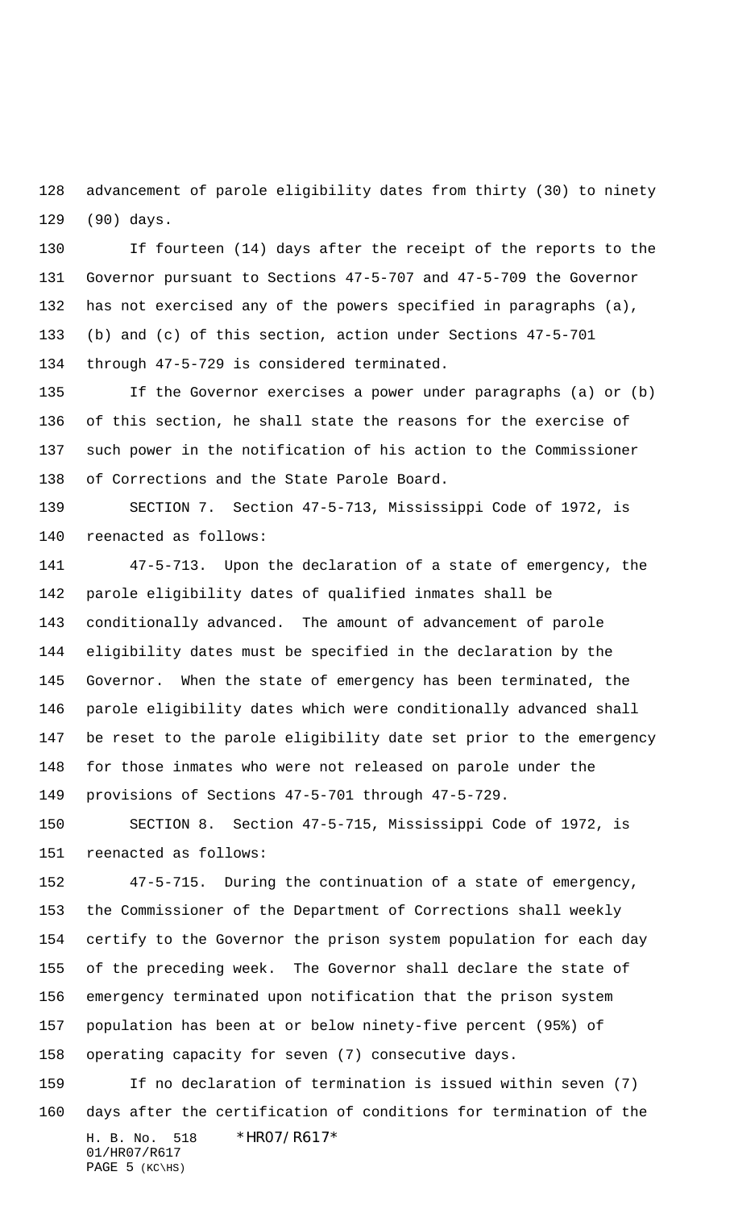advancement of parole eligibility dates from thirty (30) to ninety (90) days.

If fourteen (14) days after the receipt of the reports to the Governor pursuant to Sections 47-5-707 and 47-5-709 the Governor has not exercised any of the powers specified in paragraphs (a), (b) and (c) of this section, action under Sections 47-5-701 through 47-5-729 is considered terminated.

If the Governor exercises a power under paragraphs (a) or (b) of this section, he shall state the reasons for the exercise of such power in the notification of his action to the Commissioner of Corrections and the State Parole Board.

SECTION 7. Section 47-5-713, Mississippi Code of 1972, is reenacted as follows:

47-5-713. Upon the declaration of a state of emergency, the parole eligibility dates of qualified inmates shall be conditionally advanced. The amount of advancement of parole eligibility dates must be specified in the declaration by the Governor. When the state of emergency has been terminated, the parole eligibility dates which were conditionally advanced shall be reset to the parole eligibility date set prior to the emergency for those inmates who were not released on parole under the provisions of Sections 47-5-701 through 47-5-729.

SECTION 8. Section 47-5-715, Mississippi Code of 1972, is reenacted as follows:

47-5-715. During the continuation of a state of emergency, the Commissioner of the Department of Corrections shall weekly certify to the Governor the prison system population for each day of the preceding week. The Governor shall declare the state of emergency terminated upon notification that the prison system population has been at or below ninety-five percent (95%) of operating capacity for seven (7) consecutive days.

If no declaration of termination is issued within seven (7) days after the certification of conditions for termination of the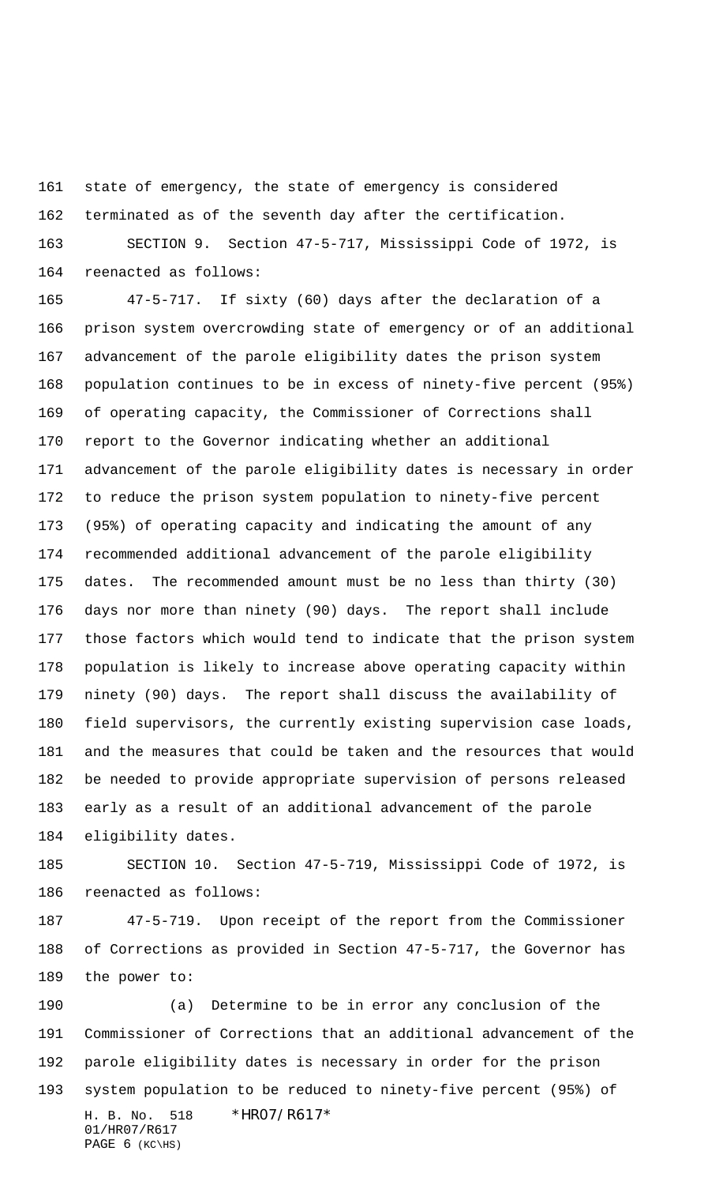state of emergency, the state of emergency is considered terminated as of the seventh day after the certification.

SECTION 9. Section 47-5-717, Mississippi Code of 1972, is reenacted as follows:

47-5-717. If sixty (60) days after the declaration of a prison system overcrowding state of emergency or of an additional advancement of the parole eligibility dates the prison system population continues to be in excess of ninety-five percent (95%) of operating capacity, the Commissioner of Corrections shall report to the Governor indicating whether an additional advancement of the parole eligibility dates is necessary in order to reduce the prison system population to ninety-five percent (95%) of operating capacity and indicating the amount of any recommended additional advancement of the parole eligibility dates. The recommended amount must be no less than thirty (30) days nor more than ninety (90) days. The report shall include those factors which would tend to indicate that the prison system population is likely to increase above operating capacity within ninety (90) days. The report shall discuss the availability of field supervisors, the currently existing supervision case loads, and the measures that could be taken and the resources that would be needed to provide appropriate supervision of persons released early as a result of an additional advancement of the parole eligibility dates.

SECTION 10. Section 47-5-719, Mississippi Code of 1972, is reenacted as follows:

47-5-719. Upon receipt of the report from the Commissioner of Corrections as provided in Section 47-5-717, the Governor has the power to:

(a) Determine to be in error any conclusion of the Commissioner of Corrections that an additional advancement of the parole eligibility dates is necessary in order for the prison system population to be reduced to ninety-five percent (95%) of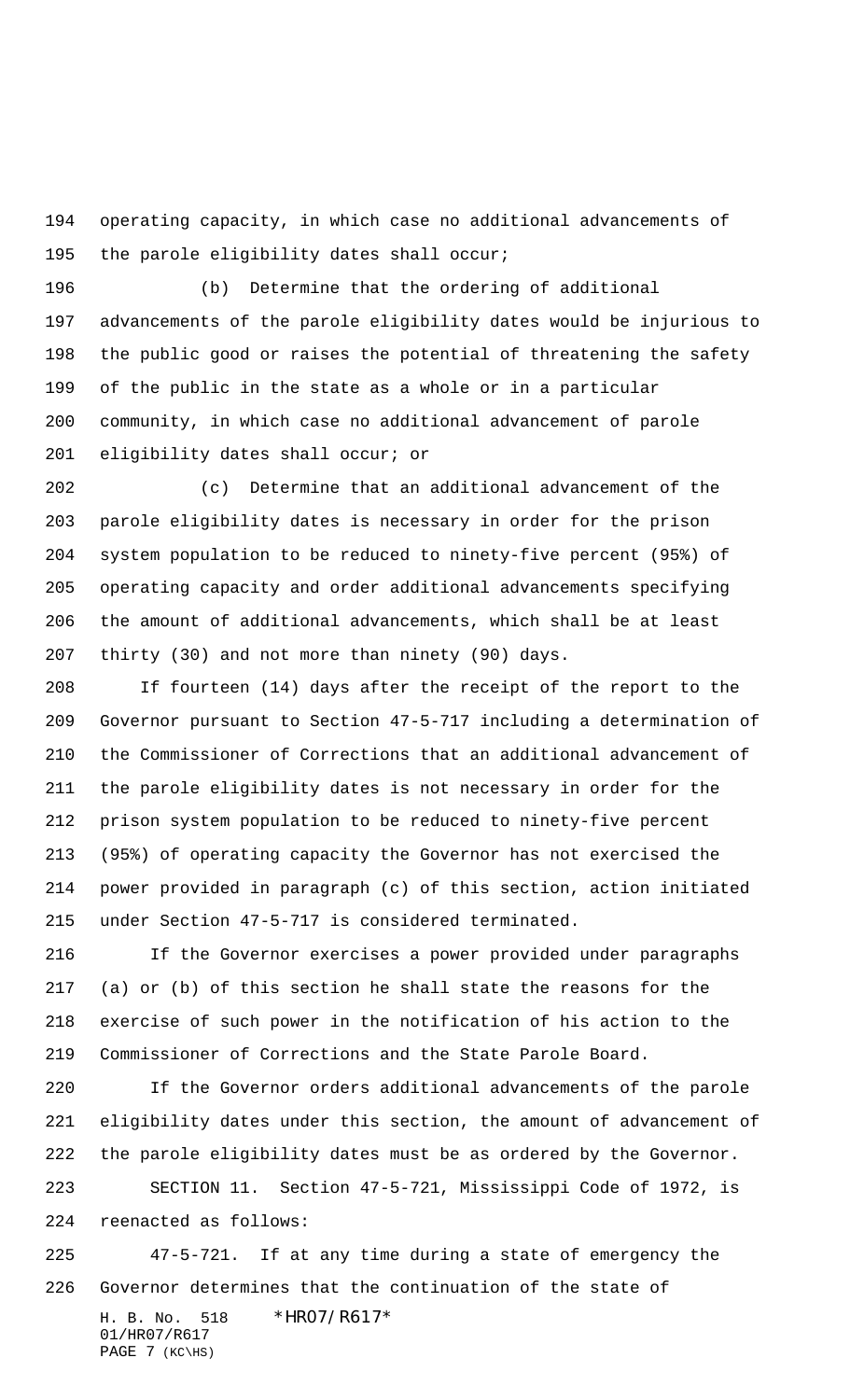operating capacity, in which case no additional advancements of the parole eligibility dates shall occur;

(b) Determine that the ordering of additional advancements of the parole eligibility dates would be injurious to the public good or raises the potential of threatening the safety of the public in the state as a whole or in a particular community, in which case no additional advancement of parole eligibility dates shall occur; or

(c) Determine that an additional advancement of the parole eligibility dates is necessary in order for the prison system population to be reduced to ninety-five percent (95%) of operating capacity and order additional advancements specifying the amount of additional advancements, which shall be at least thirty (30) and not more than ninety (90) days.

If fourteen (14) days after the receipt of the report to the Governor pursuant to Section 47-5-717 including a determination of the Commissioner of Corrections that an additional advancement of the parole eligibility dates is not necessary in order for the prison system population to be reduced to ninety-five percent (95%) of operating capacity the Governor has not exercised the power provided in paragraph (c) of this section, action initiated under Section 47-5-717 is considered terminated.

If the Governor exercises a power provided under paragraphs (a) or (b) of this section he shall state the reasons for the exercise of such power in the notification of his action to the Commissioner of Corrections and the State Parole Board.

If the Governor orders additional advancements of the parole eligibility dates under this section, the amount of advancement of the parole eligibility dates must be as ordered by the Governor.

SECTION 11. Section 47-5-721, Mississippi Code of 1972, is reenacted as follows:

47-5-721. If at any time during a state of emergency the Governor determines that the continuation of the state of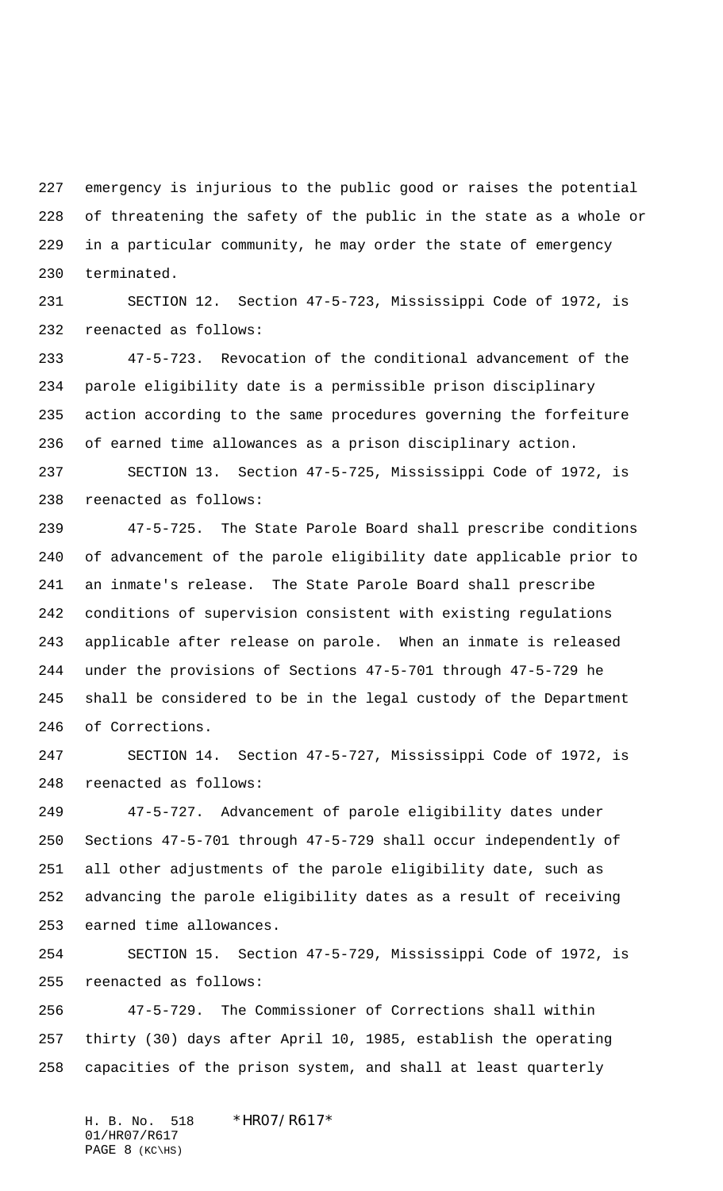emergency is injurious to the public good or raises the potential of threatening the safety of the public in the state as a whole or in a particular community, he may order the state of emergency terminated.

SECTION 12. Section 47-5-723, Mississippi Code of 1972, is reenacted as follows:

47-5-723. Revocation of the conditional advancement of the parole eligibility date is a permissible prison disciplinary action according to the same procedures governing the forfeiture of earned time allowances as a prison disciplinary action.

SECTION 13. Section 47-5-725, Mississippi Code of 1972, is reenacted as follows:

47-5-725. The State Parole Board shall prescribe conditions of advancement of the parole eligibility date applicable prior to an inmate's release. The State Parole Board shall prescribe conditions of supervision consistent with existing regulations applicable after release on parole. When an inmate is released under the provisions of Sections 47-5-701 through 47-5-729 he shall be considered to be in the legal custody of the Department of Corrections.

SECTION 14. Section 47-5-727, Mississippi Code of 1972, is reenacted as follows:

47-5-727. Advancement of parole eligibility dates under Sections 47-5-701 through 47-5-729 shall occur independently of all other adjustments of the parole eligibility date, such as advancing the parole eligibility dates as a result of receiving earned time allowances.

SECTION 15. Section 47-5-729, Mississippi Code of 1972, is reenacted as follows:

47-5-729. The Commissioner of Corrections shall within thirty (30) days after April 10, 1985, establish the operating capacities of the prison system, and shall at least quarterly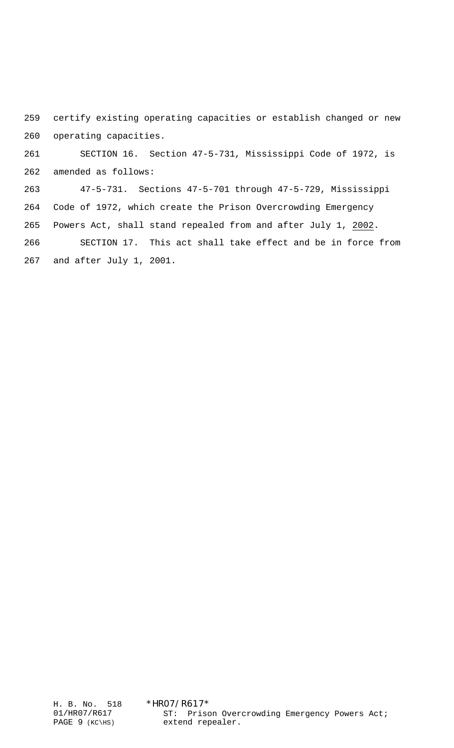certify existing operating capacities or establish changed or new operating capacities.

SECTION 16. Section 47-5-731, Mississippi Code of 1972, is amended as follows:

47-5-731. Sections 47-5-701 through 47-5-729, Mississippi Code of 1972, which create the Prison Overcrowding Emergency Powers Act, shall stand repealed from and after July 1, 2002.

SECTION 17. This act shall take effect and be in force from and after July 1, 2001.